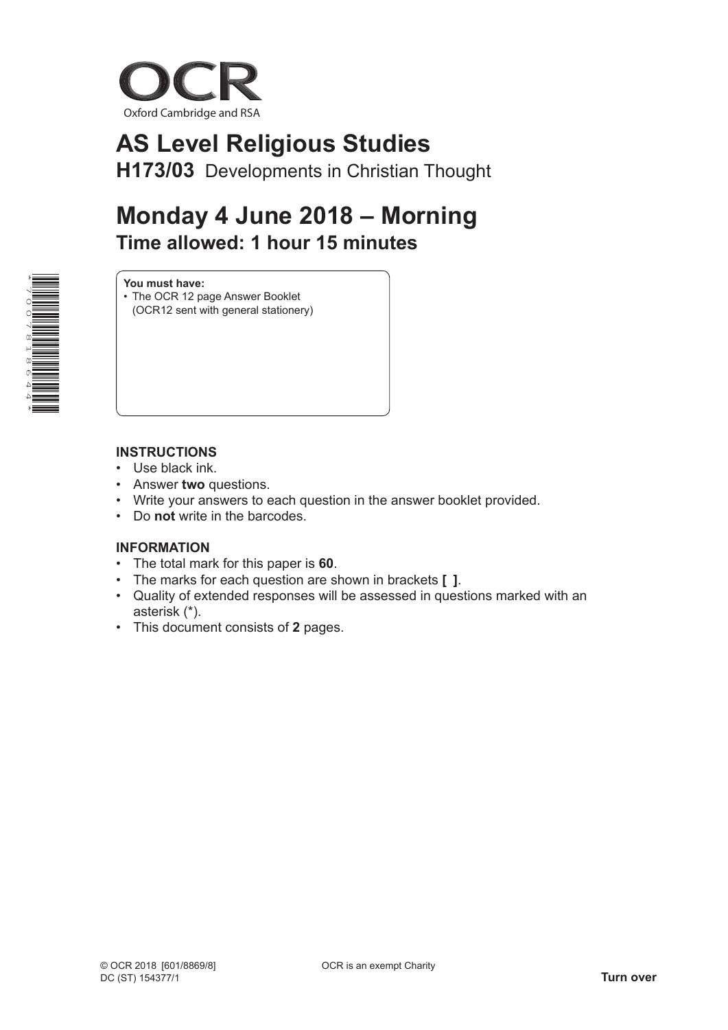OCR

Oxford Cambridge and RSA

# AS Level Religious Studies

**H173/03** Developments in Christian Thought

# Monday 4 June 2018 – Morning

## Time allowed: 1 hour 15 minutes

**You must have:**

- The OCR 12 page Answer Booklet (OCR12 sent with general stationery)

**INSTRUCTIONS**

- Use black ink.
- Answer **two** questions.
- Write your answers to each question in the answer booklet provided.
- Do **not** write in the barcodes.

**INFORMATION**

- The total mark for this paper is **60**.
- The marks for each question are shown in brackets **[ ]**.
- Quality of extended responses will be assessed in questions marked with an asterisk (*).
- This document consists of **2** pages.

© OCR 2018 [601/8869/8]
DC (ST) 154377/1

OCR is an exempt Charity

**Turn over**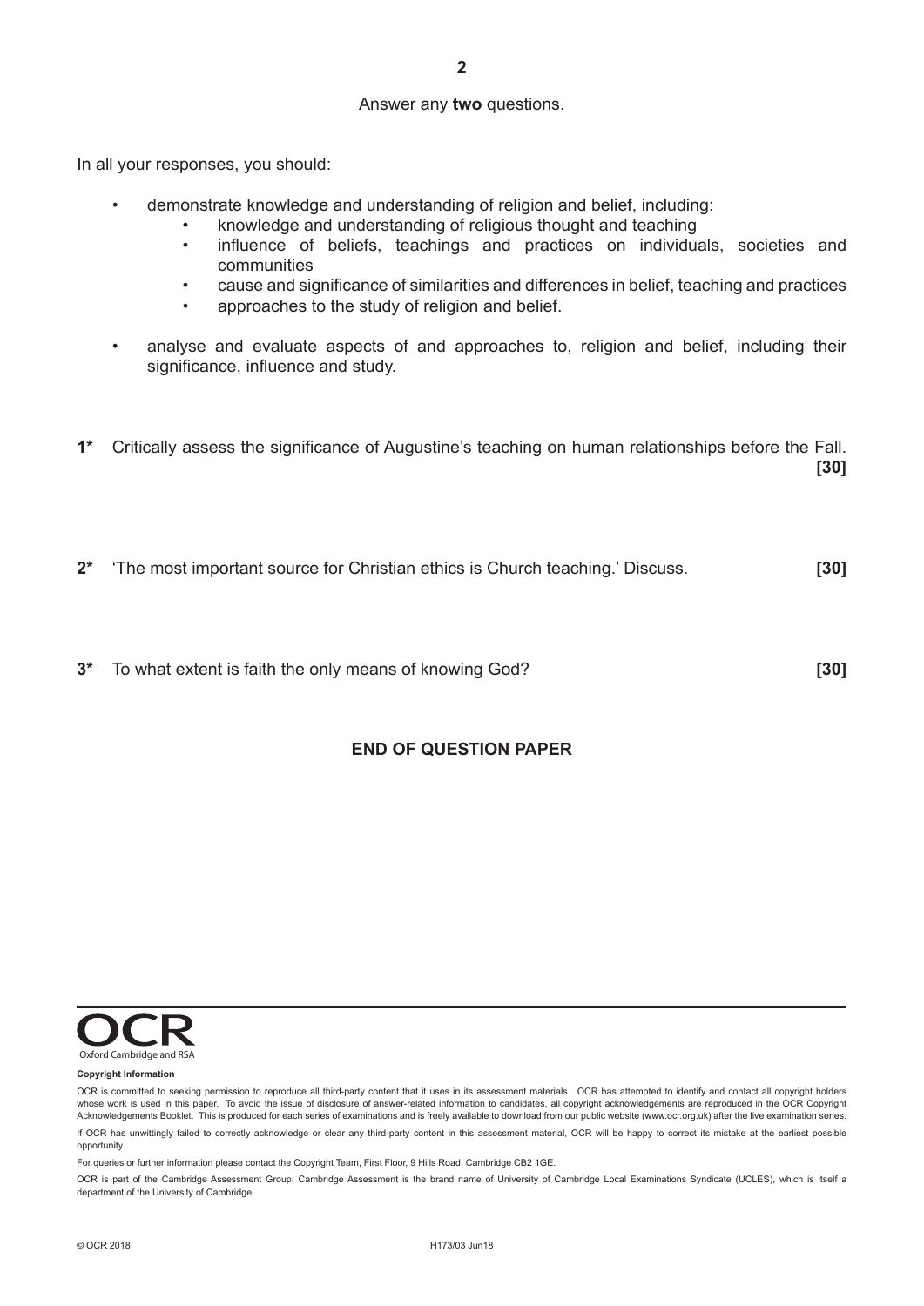Answer any **two** questions.

In all your responses, you should:

- demonstrate knowledge and understanding of religion and belief, including:
  - knowledge and understanding of religious thought and teaching
  - influence of beliefs, teachings and practices on individuals, societies and communities
  - cause and significance of similarities and differences in belief, teaching and practices
  - approaches to the study of religion and belief.
- analyse and evaluate aspects of and approaches to, religion and belief, including their significance, influence and study.

**1*** Critically assess the significance of Augustine's teaching on human relationships before the Fall. **[30]**

**2*** 'The most important source for Christian ethics is Church teaching.' Discuss. **[30]**

**3*** To what extent is faith the only means of knowing God? **[30]**

**END OF QUESTION PAPER**

OCR
Oxford Cambridge and RSA

**Copyright Information**

OCR is committed to seeking permission to reproduce all third-party content that it uses in its assessment materials. OCR has attempted to identify and contact all copyright holders whose work is used in this paper. To avoid the issue of disclosure of answer-related information to candidates, all copyright acknowledgements are reproduced in the OCR Copyright Acknowledgements Booklet. This is produced for each series of examinations and is freely available to download from our public website (www.ocr.org.uk) after the live examination series.

If OCR has unwittingly failed to correctly acknowledge or clear any third-party content in this assessment material, OCR will be happy to correct its mistake at the earliest possible opportunity.

For queries or further information please contact the Copyright Team, First Floor, 9 Hills Road, Cambridge CB2 1GE.

OCR is part of the Cambridge Assessment Group; Cambridge Assessment is the brand name of University of Cambridge Local Examinations Syndicate (UCLES), which is itself a department of the University of Cambridge.

© OCR 2018 H173/03 Jun18